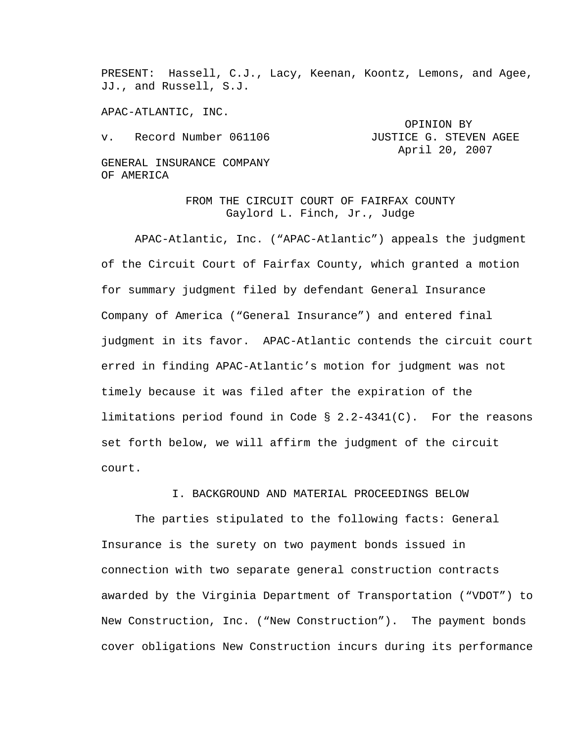PRESENT: Hassell, C.J., Lacy, Keenan, Koontz, Lemons, and Agee, JJ., and Russell, S.J.

APAC-ATLANTIC, INC.

v. Record Number 061106

OPINION BY JUSTICE G. STEVEN AGEE
April 20, 2007

GENERAL INSURANCE COMPANY OF AMERICA

FROM THE CIRCUIT COURT OF FAIRFAX COUNTY
Gaylord L. Finch, Jr., Judge

APAC-Atlantic, Inc. ("APAC-Atlantic") appeals the judgment of the Circuit Court of Fairfax County, which granted a motion for summary judgment filed by defendant General Insurance Company of America ("General Insurance") and entered final judgment in its favor. APAC-Atlantic contends the circuit court erred in finding APAC-Atlantic's motion for judgment was not timely because it was filed after the expiration of the limitations period found in Code § 2.2-4341(C). For the reasons set forth below, we will affirm the judgment of the circuit court.

## I. BACKGROUND AND MATERIAL PROCEEDINGS BELOW

The parties stipulated to the following facts: General Insurance is the surety on two payment bonds issued in connection with two separate general construction contracts awarded by the Virginia Department of Transportation ("VDOT") to New Construction, Inc. ("New Construction"). The payment bonds cover obligations New Construction incurs during its performance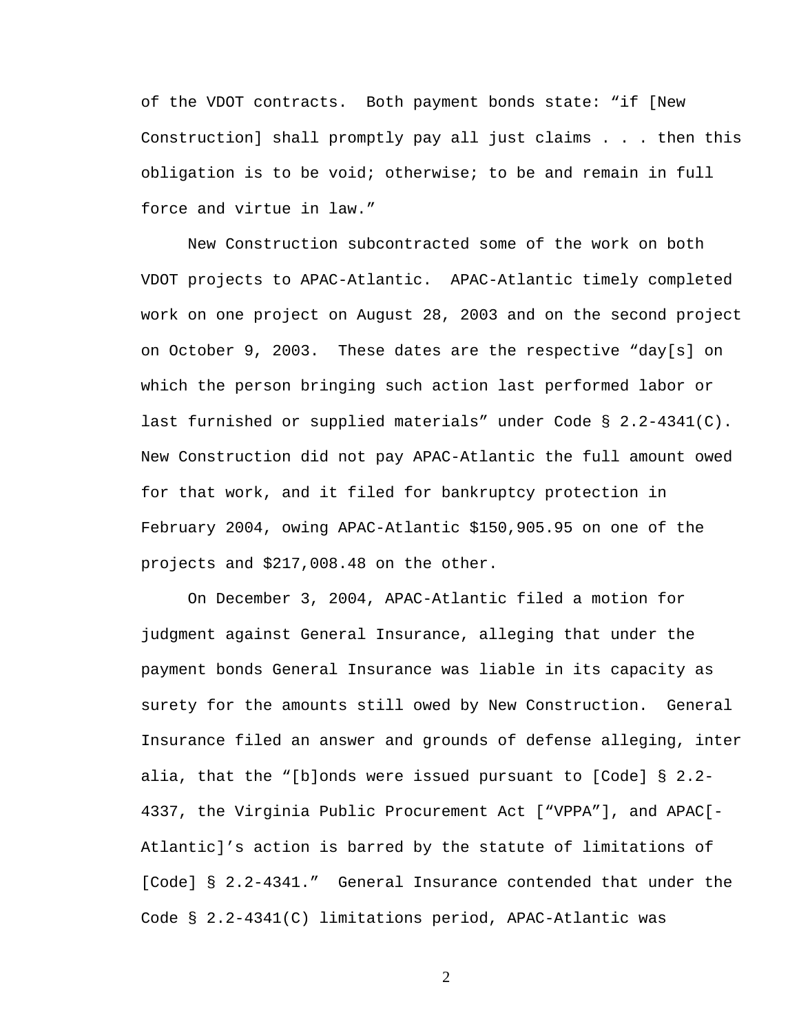of the VDOT contracts. Both payment bonds state: "if [New Construction] shall promptly pay all just claims . . . then this obligation is to be void; otherwise; to be and remain in full force and virtue in law."

New Construction subcontracted some of the work on both VDOT projects to APAC-Atlantic. APAC-Atlantic timely completed work on one project on August 28, 2003 and on the second project on October 9, 2003. These dates are the respective "day[s] on which the person bringing such action last performed labor or last furnished or supplied materials" under Code § 2.2-4341(C). New Construction did not pay APAC-Atlantic the full amount owed for that work, and it filed for bankruptcy protection in February 2004, owing APAC-Atlantic $150,905.95 on one of the projects and $217,008.48 on the other.

On December 3, 2004, APAC-Atlantic filed a motion for judgment against General Insurance, alleging that under the payment bonds General Insurance was liable in its capacity as surety for the amounts still owed by New Construction. General Insurance filed an answer and grounds of defense alleging, inter alia, that the "[b]onds were issued pursuant to [Code] § 2.2-4337, the Virginia Public Procurement Act ["VPPA"], and APAC[-Atlantic]'s action is barred by the statute of limitations of [Code] § 2.2-4341." General Insurance contended that under the Code § 2.2-4341(C) limitations period, APAC-Atlantic was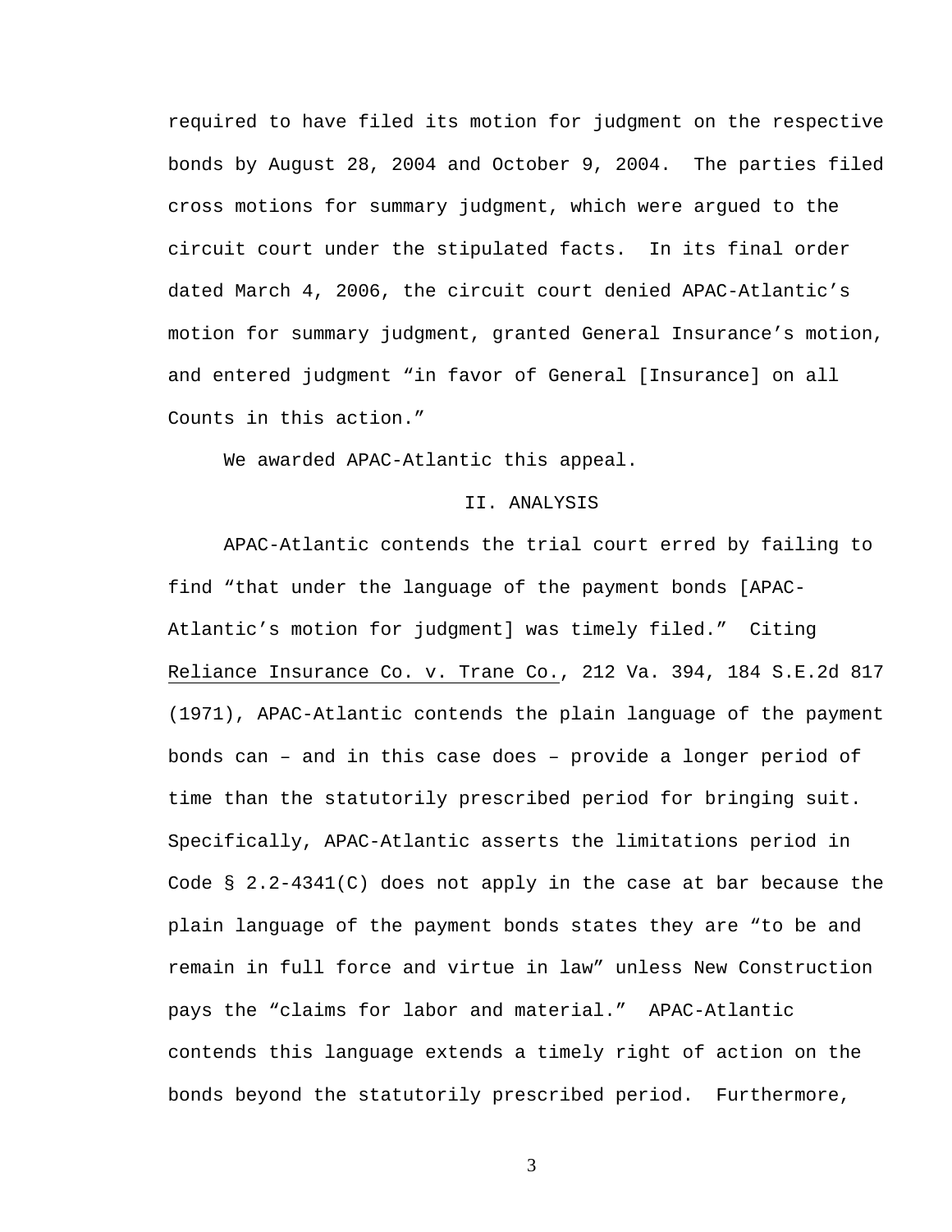required to have filed its motion for judgment on the respective bonds by August 28, 2004 and October 9, 2004. The parties filed cross motions for summary judgment, which were argued to the circuit court under the stipulated facts. In its final order dated March 4, 2006, the circuit court denied APAC-Atlantic's motion for summary judgment, granted General Insurance's motion, and entered judgment "in favor of General [Insurance] on all Counts in this action."

We awarded APAC-Atlantic this appeal.

## II. ANALYSIS

APAC-Atlantic contends the trial court erred by failing to find "that under the language of the payment bonds [APAC-Atlantic's motion for judgment] was timely filed." Citing Reliance Insurance Co. v. Trane Co., 212 Va. 394, 184 S.E.2d 817 (1971), APAC-Atlantic contends the plain language of the payment bonds can – and in this case does – provide a longer period of time than the statutorily prescribed period for bringing suit. Specifically, APAC-Atlantic asserts the limitations period in Code § 2.2-4341(C) does not apply in the case at bar because the plain language of the payment bonds states they are "to be and remain in full force and virtue in law" unless New Construction pays the "claims for labor and material." APAC-Atlantic contends this language extends a timely right of action on the bonds beyond the statutorily prescribed period. Furthermore,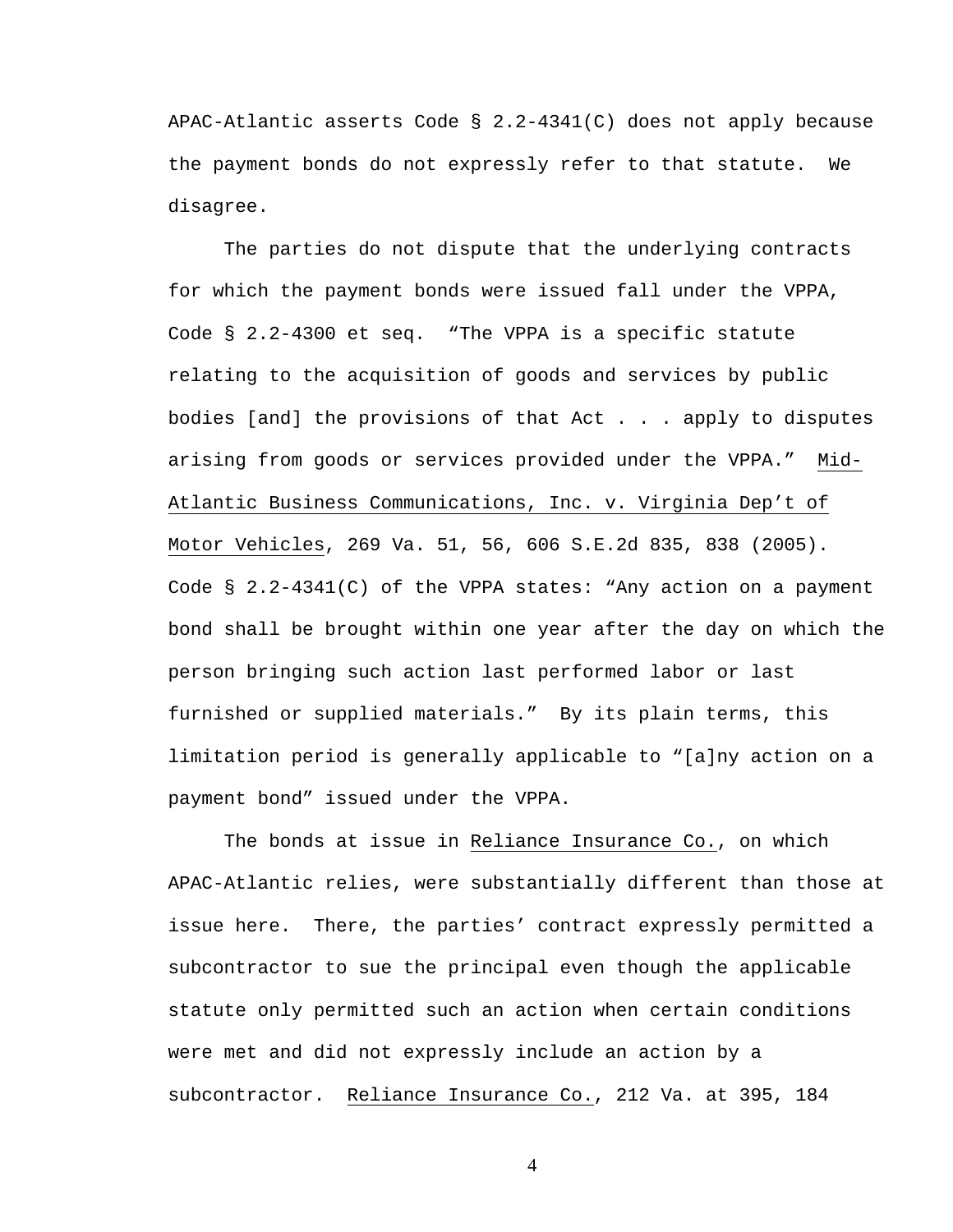APAC-Atlantic asserts Code § 2.2-4341(C) does not apply because the payment bonds do not expressly refer to that statute. We disagree.

The parties do not dispute that the underlying contracts for which the payment bonds were issued fall under the VPPA, Code § 2.2-4300 et seq. "The VPPA is a specific statute relating to the acquisition of goods and services by public bodies [and] the provisions of that Act . . . apply to disputes arising from goods or services provided under the VPPA." Mid-Atlantic Business Communications, Inc. v. Virginia Dep't of Motor Vehicles, 269 Va. 51, 56, 606 S.E.2d 835, 838 (2005). Code § 2.2-4341(C) of the VPPA states: "Any action on a payment bond shall be brought within one year after the day on which the person bringing such action last performed labor or last furnished or supplied materials." By its plain terms, this limitation period is generally applicable to "[a]ny action on a payment bond" issued under the VPPA.

The bonds at issue in Reliance Insurance Co., on which APAC-Atlantic relies, were substantially different than those at issue here. There, the parties' contract expressly permitted a subcontractor to sue the principal even though the applicable statute only permitted such an action when certain conditions were met and did not expressly include an action by a subcontractor. Reliance Insurance Co., 212 Va. at 395, 184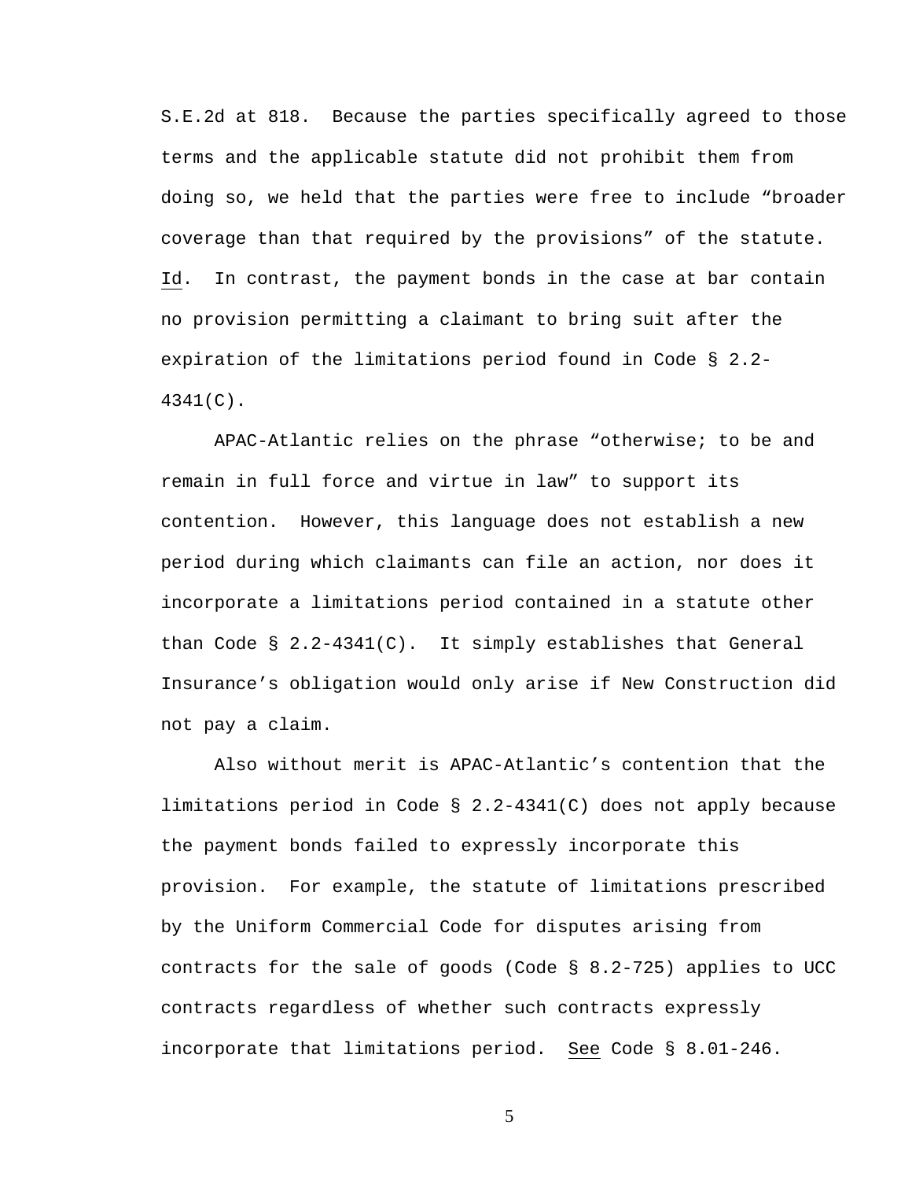S.E.2d at 818. Because the parties specifically agreed to those terms and the applicable statute did not prohibit them from doing so, we held that the parties were free to include "broader coverage than that required by the provisions" of the statute. Id. In contrast, the payment bonds in the case at bar contain no provision permitting a claimant to bring suit after the expiration of the limitations period found in Code § 2.2-4341(C).

APAC-Atlantic relies on the phrase "otherwise; to be and remain in full force and virtue in law" to support its contention. However, this language does not establish a new period during which claimants can file an action, nor does it incorporate a limitations period contained in a statute other than Code § 2.2-4341(C). It simply establishes that General Insurance's obligation would only arise if New Construction did not pay a claim.

Also without merit is APAC-Atlantic's contention that the limitations period in Code § 2.2-4341(C) does not apply because the payment bonds failed to expressly incorporate this provision. For example, the statute of limitations prescribed by the Uniform Commercial Code for disputes arising from contracts for the sale of goods (Code § 8.2-725) applies to UCC contracts regardless of whether such contracts expressly incorporate that limitations period. See Code § 8.01-246.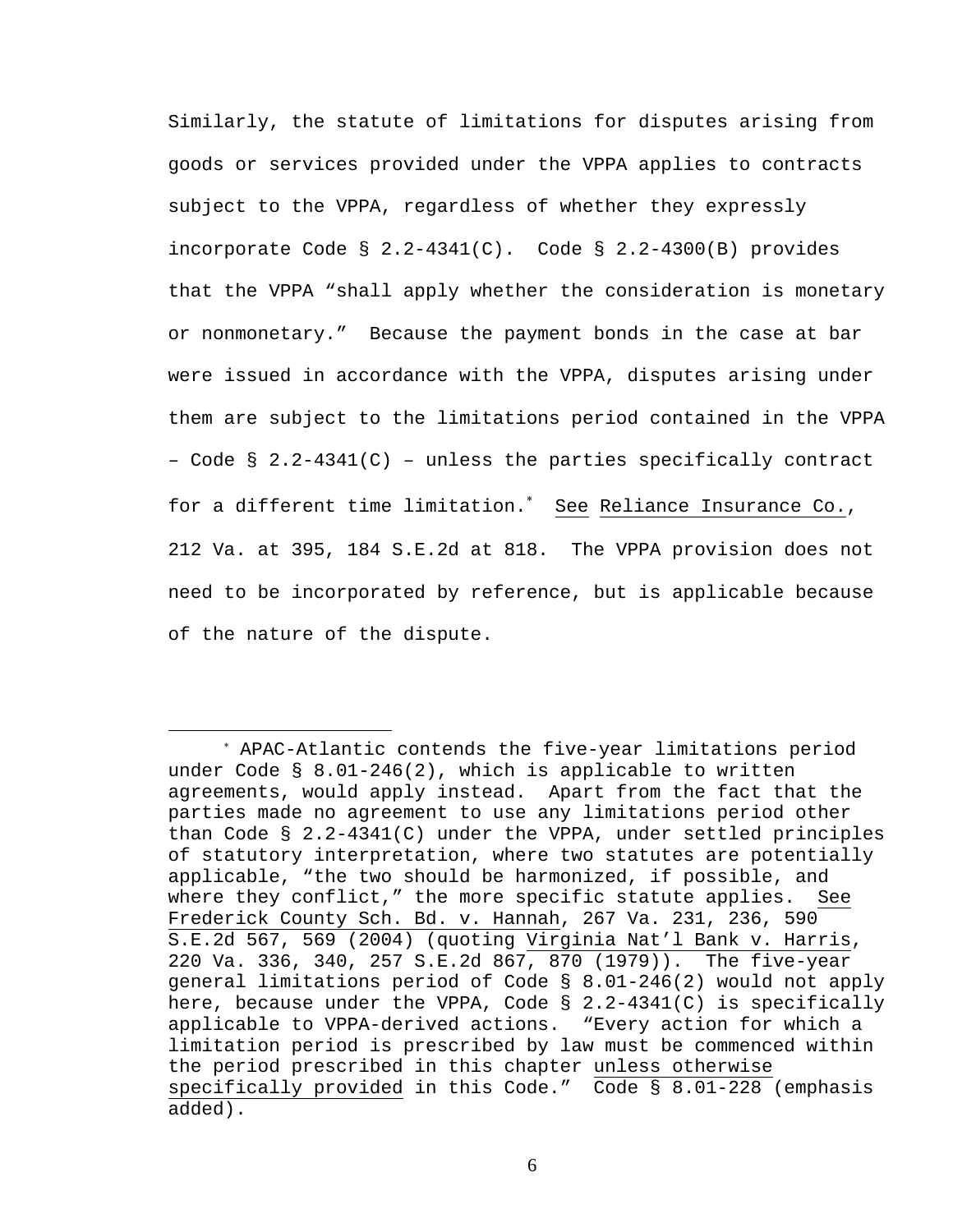Similarly, the statute of limitations for disputes arising from goods or services provided under the VPPA applies to contracts subject to the VPPA, regardless of whether they expressly incorporate Code § 2.2-4341(C). Code § 2.2-4300(B) provides that the VPPA "shall apply whether the consideration is monetary or nonmonetary." Because the payment bonds in the case at bar were issued in accordance with the VPPA, disputes arising under them are subject to the limitations period contained in the VPPA – Code § 2.2-4341(C) – unless the parties specifically contract for a different time limitation.[*] See Reliance Insurance Co., 212 Va. at 395, 184 S.E.2d at 818. The VPPA provision does not need to be incorporated by reference, but is applicable because of the nature of the dispute.

---

[*] APAC-Atlantic contends the five-year limitations period under Code § 8.01-246(2), which is applicable to written agreements, would apply instead. Apart from the fact that the parties made no agreement to use any limitations period other than Code § 2.2-4341(C) under the VPPA, under settled principles of statutory interpretation, where two statutes are potentially applicable, "the two should be harmonized, if possible, and where they conflict," the more specific statute applies. See Frederick County Sch. Bd. v. Hannah, 267 Va. 231, 236, 590 S.E.2d 567, 569 (2004) (quoting Virginia Nat'l Bank v. Harris, 220 Va. 336, 340, 257 S.E.2d 867, 870 (1979)). The five-year general limitations period of Code § 8.01-246(2) would not apply here, because under the VPPA, Code § 2.2-4341(C) is specifically applicable to VPPA-derived actions. "Every action for which a limitation period is prescribed by law must be commenced within the period prescribed in this chapter unless otherwise specifically provided in this Code." Code § 8.01-228 (emphasis added).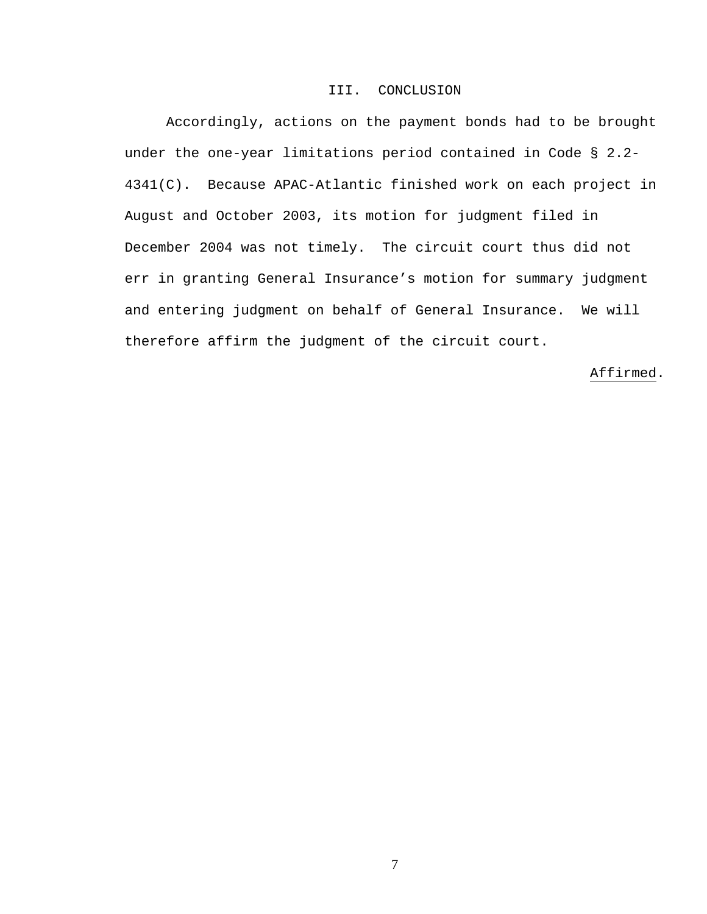## III. CONCLUSION

Accordingly, actions on the payment bonds had to be brought under the one-year limitations period contained in Code § 2.2-4341(C). Because APAC-Atlantic finished work on each project in August and October 2003, its motion for judgment filed in December 2004 was not timely. The circuit court thus did not err in granting General Insurance's motion for summary judgment and entering judgment on behalf of General Insurance. We will therefore affirm the judgment of the circuit court.

Affirmed.